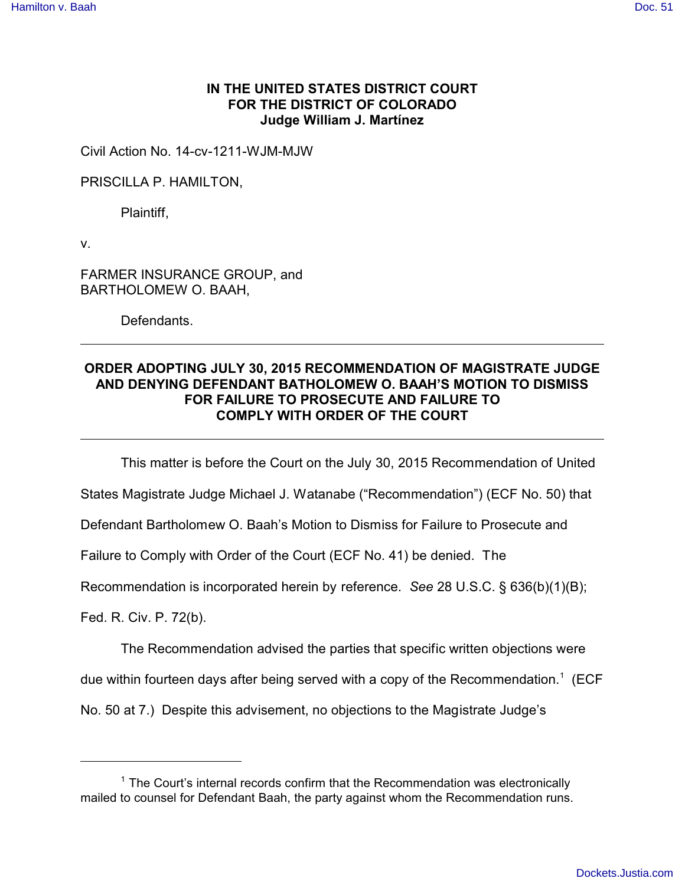**IN THE UNITED STATES DISTRICT COURT**
**FOR THE DISTRICT OF COLORADO**
**Judge William J. Martínez**

Civil Action No. 14-cv-1211-WJM-MJW

PRISCILLA P. HAMILTON,

Plaintiff,

v.

FARMER INSURANCE GROUP, and
BARTHOLOMEW O. BAAH,

Defendants.

---

**ORDER ADOPTING JULY 30, 2015 RECOMMENDATION OF MAGISTRATE JUDGE AND DENYING DEFENDANT BATHOLOMEW O. BAAH'S MOTION TO DISMISS FOR FAILURE TO PROSECUTE AND FAILURE TO COMPLY WITH ORDER OF THE COURT**

---

This matter is before the Court on the July 30, 2015 Recommendation of United States Magistrate Judge Michael J. Watanabe ("Recommendation") (ECF No. 50) that Defendant Bartholomew O. Baah's Motion to Dismiss for Failure to Prosecute and Failure to Comply with Order of the Court (ECF No. 41) be denied. The Recommendation is incorporated herein by reference. *See* 28 U.S.C. § 636(b)(1)(B); Fed. R. Civ. P. 72(b).

The Recommendation advised the parties that specific written objections were due within fourteen days after being served with a copy of the Recommendation.[1] (ECF No. 50 at 7.) Despite this advisement, no objections to the Magistrate Judge's

---

[1] The Court's internal records confirm that the Recommendation was electronically mailed to counsel for Defendant Baah, the party against whom the Recommendation runs.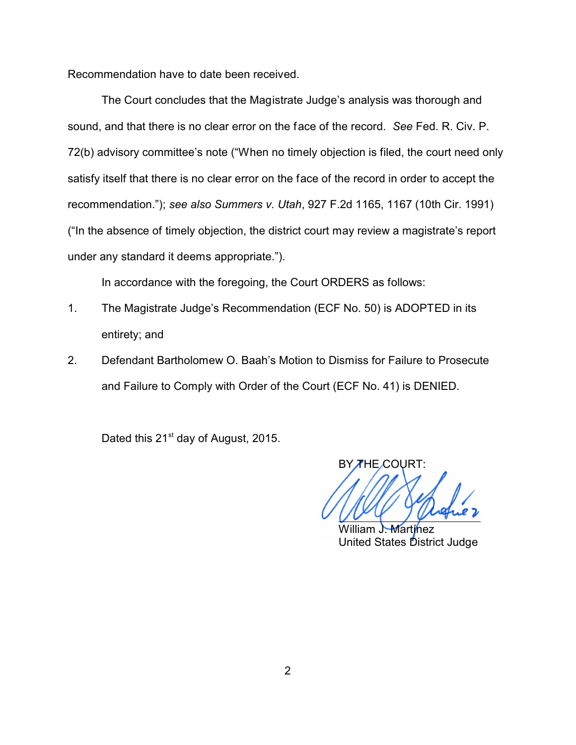Recommendation have to date been received.

The Court concludes that the Magistrate Judge's analysis was thorough and sound, and that there is no clear error on the face of the record. *See* Fed. R. Civ. P. 72(b) advisory committee's note ("When no timely objection is filed, the court need only satisfy itself that there is no clear error on the face of the record in order to accept the recommendation."); *see also Summers v. Utah*, 927 F.2d 1165, 1167 (10th Cir. 1991) ("In the absence of timely objection, the district court may review a magistrate's report under any standard it deems appropriate.").

In accordance with the foregoing, the Court ORDERS as follows:

1. The Magistrate Judge's Recommendation (ECF No. 50) is ADOPTED in its entirety; and
2. Defendant Bartholomew O. Baah's Motion to Dismiss for Failure to Prosecute and Failure to Comply with Order of the Court (ECF No. 41) is DENIED.

Dated this 21st day of August, 2015.

BY THE COURT:

William J. Martínez
United States District Judge